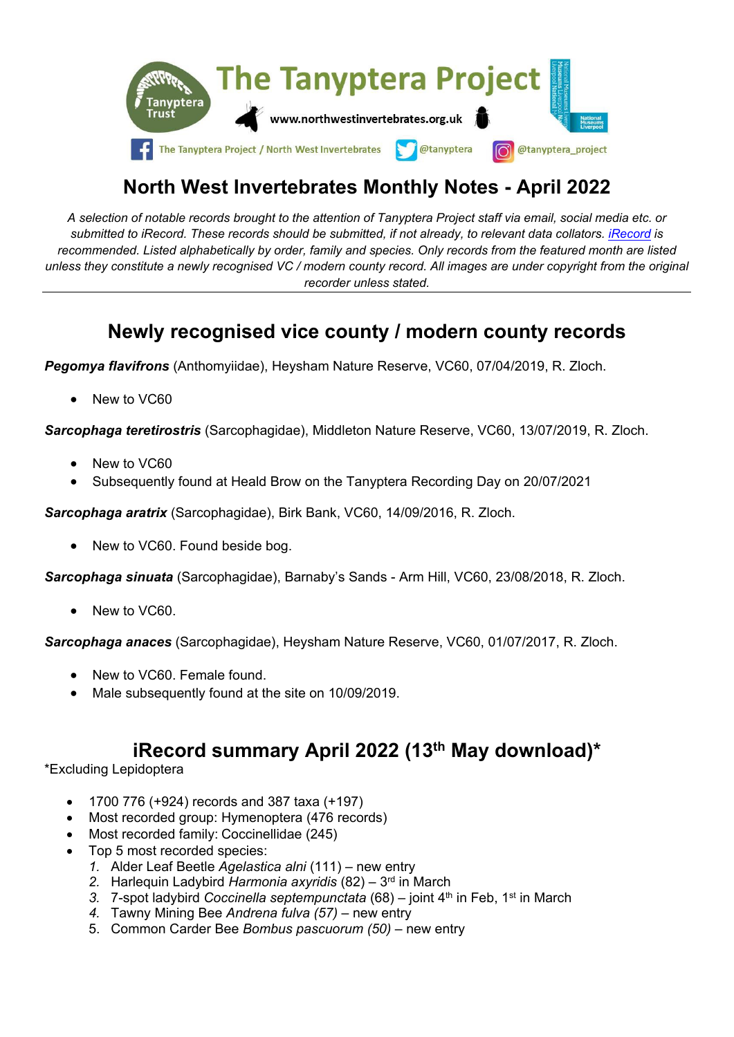The Tanyptera Project

www.northwestinvertebrates.org.uk

The Tanyptera Project / North West Invertebrates @tanyptera @tanyptera_project

# North West Invertebrates Monthly Notes - April 2022

*A selection of notable records brought to the attention of Tanyptera Project staff via email, social media etc. or submitted to iRecord. These records should be submitted, if not already, to relevant data collators. [iRecord](https://www.brc.ac.uk/irecord/) is recommended. Listed alphabetically by order, family and species. Only records from the featured month are listed unless they constitute a newly recognised VC / modern county record. All images are under copyright from the original recorder unless stated.*

---

## Newly recognised vice county / modern county records

***Pegomya flavifrons*** (Anthomyiidae), Heysham Nature Reserve, VC60, 07/04/2019, R. Zloch.

- New to VC60

***Sarcophaga teretirostris*** (Sarcophagidae), Middleton Nature Reserve, VC60, 13/07/2019, R. Zloch.

- New to VC60
- Subsequently found at Heald Brow on the Tanyptera Recording Day on 20/07/2021

***Sarcophaga aratrix*** (Sarcophagidae), Birk Bank, VC60, 14/09/2016, R. Zloch.

- New to VC60. Found beside bog.

***Sarcophaga sinuata*** (Sarcophagidae), Barnaby's Sands - Arm Hill, VC60, 23/08/2018, R. Zloch.

- New to VC60.

***Sarcophaga anaces*** (Sarcophagidae), Heysham Nature Reserve, VC60, 01/07/2017, R. Zloch.

- New to VC60. Female found.
- Male subsequently found at the site on 10/09/2019.

## iRecord summary April 2022 (13th May download)*

*Excluding Lepidoptera

- 1700 776 (+924) records and 387 taxa (+197)
- Most recorded group: Hymenoptera (476 records)
- Most recorded family: Coccinellidae (245)
- Top 5 most recorded species:
  1. Alder Leaf Beetle *Agelastica alni* (111) – new entry
  2. Harlequin Ladybird *Harmonia axyridis* (82) – 3rd in March
  3. 7-spot ladybird *Coccinella septempunctata* (68) – joint 4th in Feb, 1st in March
  4. Tawny Mining Bee *Andrena fulva (57)* – new entry
  5. Common Carder Bee *Bombus pascuorum (50)* – new entry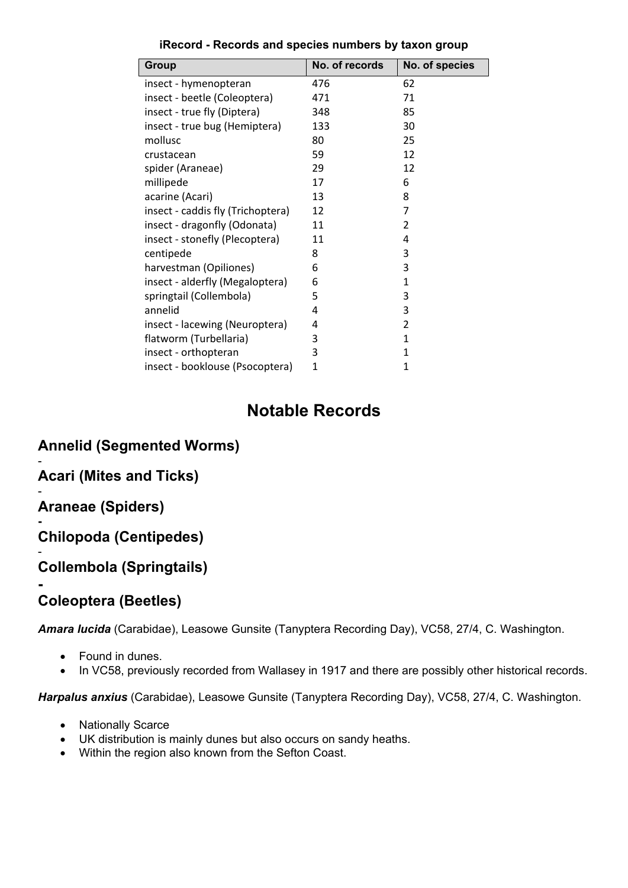**iRecord - Records and species numbers by taxon group**

| Group | No. of records | No. of species |
|---|---|---|
| insect - hymenopteran | 476 | 62 |
| insect - beetle (Coleoptera) | 471 | 71 |
| insect - true fly (Diptera) | 348 | 85 |
| insect - true bug (Hemiptera) | 133 | 30 |
| mollusc | 80 | 25 |
| crustacean | 59 | 12 |
| spider (Araneae) | 29 | 12 |
| millipede | 17 | 6 |
| acarine (Acari) | 13 | 8 |
| insect - caddis fly (Trichoptera) | 12 | 7 |
| insect - dragonfly (Odonata) | 11 | 2 |
| insect - stonefly (Plecoptera) | 11 | 4 |
| centipede | 8 | 3 |
| harvestman (Opiliones) | 6 | 3 |
| insect - alderfly (Megaloptera) | 6 | 1 |
| springtail (Collembola) | 5 | 3 |
| annelid | 4 | 3 |
| insect - lacewing (Neuroptera) | 4 | 2 |
| flatworm (Turbellaria) | 3 | 1 |
| insect - orthopteran | 3 | 1 |
| insect - booklouse (Psocoptera) | 1 | 1 |

# Notable Records

## Annelid (Segmented Worms)

-

## Acari (Mites and Ticks)

-

## Araneae (Spiders)

-

## Chilopoda (Centipedes)

-

## Collembola (Springtails)

-

## Coleoptera (Beetles)

***Amara lucida*** (Carabidae), Leasowe Gunsite (Tanyptera Recording Day), VC58, 27/4, C. Washington.

- Found in dunes.
- In VC58, previously recorded from Wallasey in 1917 and there are possibly other historical records.

***Harpalus anxius*** (Carabidae), Leasowe Gunsite (Tanyptera Recording Day), VC58, 27/4, C. Washington.

- Nationally Scarce
- UK distribution is mainly dunes but also occurs on sandy heaths.
- Within the region also known from the Sefton Coast.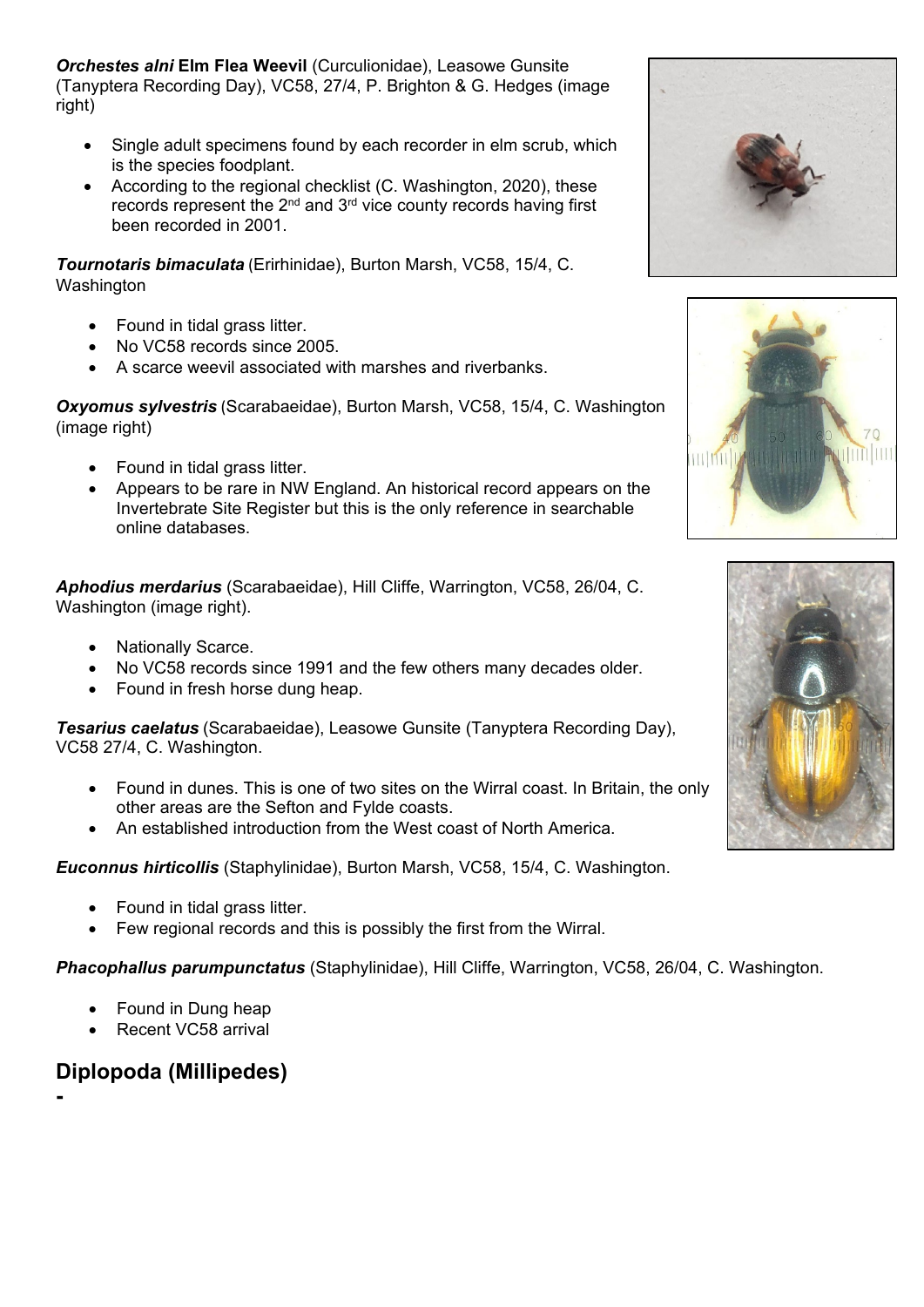***Orchestes alni*** **Elm Flea Weevil** (Curculionidae), Leasowe Gunsite (Tanyptera Recording Day), VC58, 27/4, P. Brighton & G. Hedges (image right)

- Single adult specimens found by each recorder in elm scrub, which is the species foodplant.
- According to the regional checklist (C. Washington, 2020), these records represent the 2nd and 3rd vice county records having first been recorded in 2001.

***Tournotaris bimaculata*** (Erirhinidae), Burton Marsh, VC58, 15/4, C. Washington

- Found in tidal grass litter.
- No VC58 records since 2005.
- A scarce weevil associated with marshes and riverbanks.

***Oxyomus sylvestris*** (Scarabaeidae), Burton Marsh, VC58, 15/4, C. Washington (image right)

- Found in tidal grass litter.
- Appears to be rare in NW England. An historical record appears on the Invertebrate Site Register but this is the only reference in searchable online databases.

***Aphodius merdarius*** (Scarabaeidae), Hill Cliffe, Warrington, VC58, 26/04, C. Washington (image right).

- Nationally Scarce.
- No VC58 records since 1991 and the few others many decades older.
- Found in fresh horse dung heap.

***Tesarius caelatus*** (Scarabaeidae), Leasowe Gunsite (Tanyptera Recording Day), VC58 27/4, C. Washington.

- Found in dunes. This is one of two sites on the Wirral coast. In Britain, the only other areas are the Sefton and Fylde coasts.
- An established introduction from the West coast of North America.

***Euconnus hirticollis*** (Staphylinidae), Burton Marsh, VC58, 15/4, C. Washington.

- Found in tidal grass litter.
- Few regional records and this is possibly the first from the Wirral.

***Phacophallus parumpunctatus*** (Staphylinidae), Hill Cliffe, Warrington, VC58, 26/04, C. Washington.

- Found in Dung heap
- Recent VC58 arrival

## Diplopoda (Millipedes)

-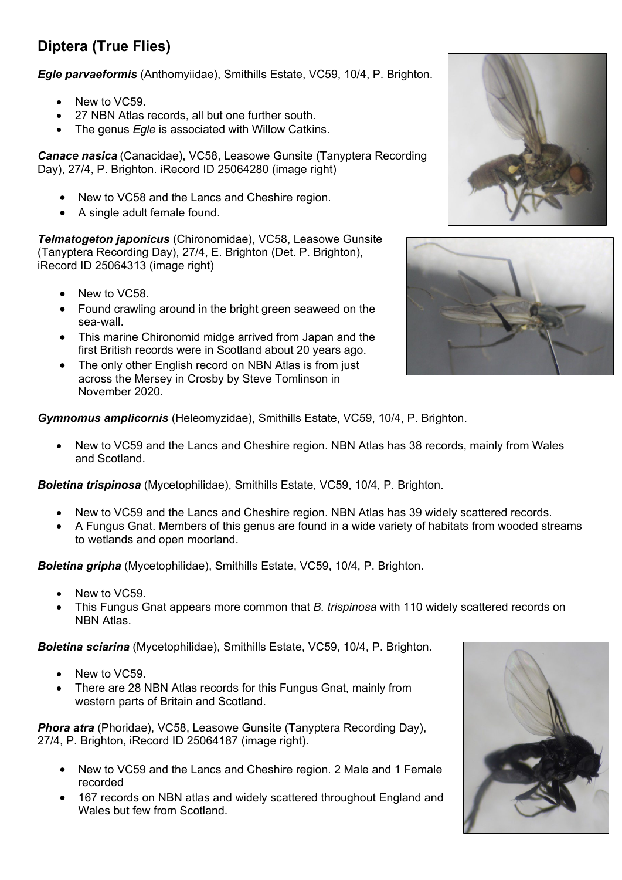## Diptera (True Flies)

***Egle parvaeformis*** (Anthomyiidae), Smithills Estate, VC59, 10/4, P. Brighton.

- New to VC59.
- 27 NBN Atlas records, all but one further south.
- The genus *Egle* is associated with Willow Catkins.

***Canace nasica*** (Canacidae), VC58, Leasowe Gunsite (Tanyptera Recording Day), 27/4, P. Brighton. iRecord ID 25064280 (image right)

- New to VC58 and the Lancs and Cheshire region.
- A single adult female found.

***Telmatogeton japonicus*** (Chironomidae), VC58, Leasowe Gunsite (Tanyptera Recording Day), 27/4, E. Brighton (Det. P. Brighton), iRecord ID 25064313 (image right)

- New to VC58.
- Found crawling around in the bright green seaweed on the sea-wall.
- This marine Chironomid midge arrived from Japan and the first British records were in Scotland about 20 years ago.
- The only other English record on NBN Atlas is from just across the Mersey in Crosby by Steve Tomlinson in November 2020.

***Gymnomus amplicornis*** (Heleomyzidae), Smithills Estate, VC59, 10/4, P. Brighton.

- New to VC59 and the Lancs and Cheshire region. NBN Atlas has 38 records, mainly from Wales and Scotland.

***Boletina trispinosa*** (Mycetophilidae), Smithills Estate, VC59, 10/4, P. Brighton.

- New to VC59 and the Lancs and Cheshire region. NBN Atlas has 39 widely scattered records.
- A Fungus Gnat. Members of this genus are found in a wide variety of habitats from wooded streams to wetlands and open moorland.

***Boletina gripha*** (Mycetophilidae), Smithills Estate, VC59, 10/4, P. Brighton.

- New to VC59.
- This Fungus Gnat appears more common that *B. trispinosa* with 110 widely scattered records on NBN Atlas.

***Boletina sciarina*** (Mycetophilidae), Smithills Estate, VC59, 10/4, P. Brighton.

- New to VC59.
- There are 28 NBN Atlas records for this Fungus Gnat, mainly from western parts of Britain and Scotland.

***Phora atra*** (Phoridae), VC58, Leasowe Gunsite (Tanyptera Recording Day), 27/4, P. Brighton, iRecord ID 25064187 (image right).

- New to VC59 and the Lancs and Cheshire region. 2 Male and 1 Female recorded
- 167 records on NBN atlas and widely scattered throughout England and Wales but few from Scotland.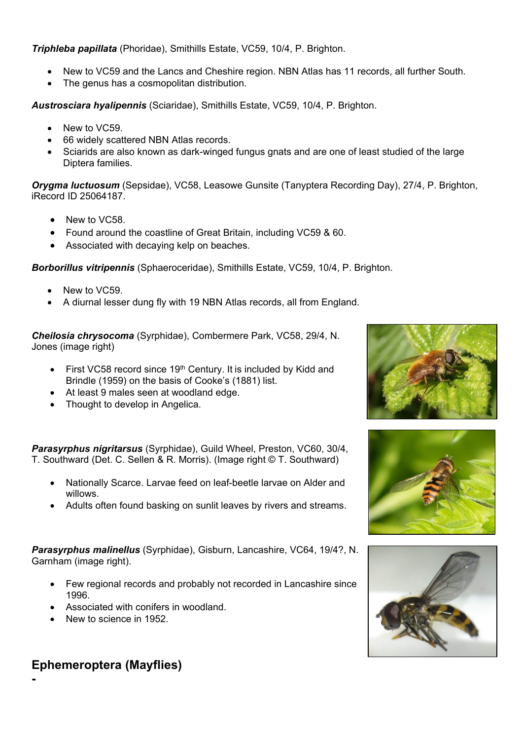***Triphleba papillata*** (Phoridae), Smithills Estate, VC59, 10/4, P. Brighton.

- New to VC59 and the Lancs and Cheshire region. NBN Atlas has 11 records, all further South.
- The genus has a cosmopolitan distribution.

***Austrosciara hyalipennis*** (Sciaridae), Smithills Estate, VC59, 10/4, P. Brighton.

- New to VC59.
- 66 widely scattered NBN Atlas records.
- Sciarids are also known as dark-winged fungus gnats and are one of least studied of the large Diptera families.

***Orygma luctuosum*** (Sepsidae), VC58, Leasowe Gunsite (Tanyptera Recording Day), 27/4, P. Brighton, iRecord ID 25064187.

- New to VC58.
- Found around the coastline of Great Britain, including VC59 & 60.
- Associated with decaying kelp on beaches.

***Borborillus vitripennis*** (Sphaeroceridae), Smithills Estate, VC59, 10/4, P. Brighton.

- New to VC59.
- A diurnal lesser dung fly with 19 NBN Atlas records, all from England.

***Cheilosia chrysocoma*** (Syrphidae), Combermere Park, VC58, 29/4, N. Jones (image right)

- First VC58 record since 19th Century. It is included by Kidd and Brindle (1959) on the basis of Cooke's (1881) list.
- At least 9 males seen at woodland edge.
- Thought to develop in Angelica.

***Parasyrphus nigritarsus*** (Syrphidae), Guild Wheel, Preston, VC60, 30/4, T. Southward (Det. C. Sellen & R. Morris). (Image right © T. Southward)

- Nationally Scarce. Larvae feed on leaf-beetle larvae on Alder and willows.
- Adults often found basking on sunlit leaves by rivers and streams.

***Parasyrphus malinellus*** (Syrphidae), Gisburn, Lancashire, VC64, 19/4?, N. Garnham (image right).

- Few regional records and probably not recorded in Lancashire since 1996.
- Associated with conifers in woodland.
- New to science in 1952.

## Ephemeroptera (Mayflies)

-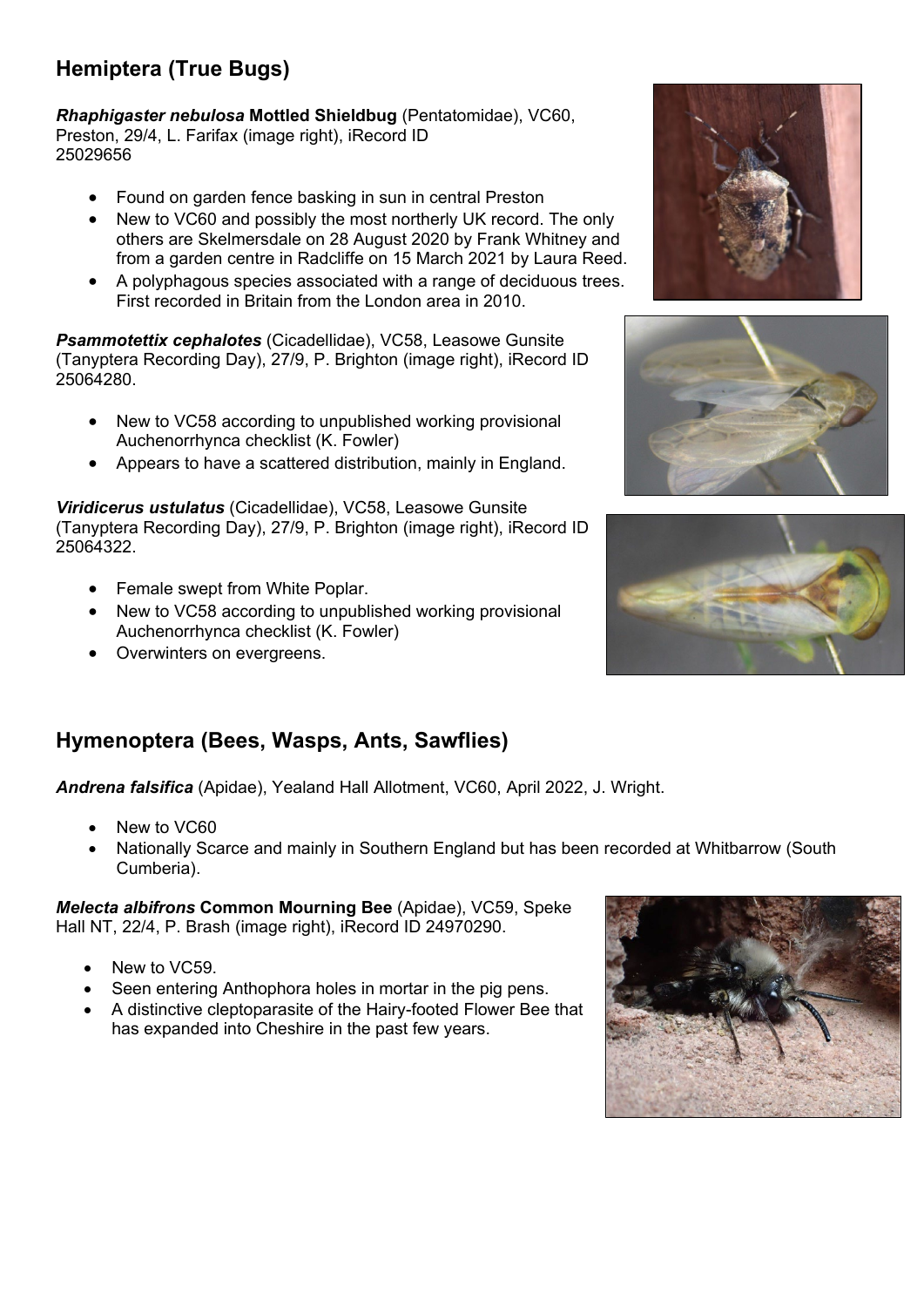## Hemiptera (True Bugs)

***Rhaphigaster nebulosa*** **Mottled Shieldbug** (Pentatomidae), VC60, Preston, 29/4, L. Farifax (image right), iRecord ID 25029656

- Found on garden fence basking in sun in central Preston
- New to VC60 and possibly the most northerly UK record. The only others are Skelmersdale on 28 August 2020 by Frank Whitney and from a garden centre in Radcliffe on 15 March 2021 by Laura Reed.
- A polyphagous species associated with a range of deciduous trees. First recorded in Britain from the London area in 2010.

***Psammotettix cephalotes*** (Cicadellidae), VC58, Leasowe Gunsite (Tanyptera Recording Day), 27/9, P. Brighton (image right), iRecord ID 25064280.

- New to VC58 according to unpublished working provisional Auchenorrhynca checklist (K. Fowler)
- Appears to have a scattered distribution, mainly in England.

***Viridicerus ustulatus*** (Cicadellidae), VC58, Leasowe Gunsite (Tanyptera Recording Day), 27/9, P. Brighton (image right), iRecord ID 25064322.

- Female swept from White Poplar.
- New to VC58 according to unpublished working provisional Auchenorrhynca checklist (K. Fowler)
- Overwinters on evergreens.

## Hymenoptera (Bees, Wasps, Ants, Sawflies)

***Andrena falsifica*** (Apidae), Yealand Hall Allotment, VC60, April 2022, J. Wright.

- New to VC60
- Nationally Scarce and mainly in Southern England but has been recorded at Whitbarrow (South Cumberia).

***Melecta albifrons*** **Common Mourning Bee** (Apidae), VC59, Speke Hall NT, 22/4, P. Brash (image right), iRecord ID 24970290.

- New to VC59.
- Seen entering Anthophora holes in mortar in the pig pens.
- A distinctive cleptoparasite of the Hairy-footed Flower Bee that has expanded into Cheshire in the past few years.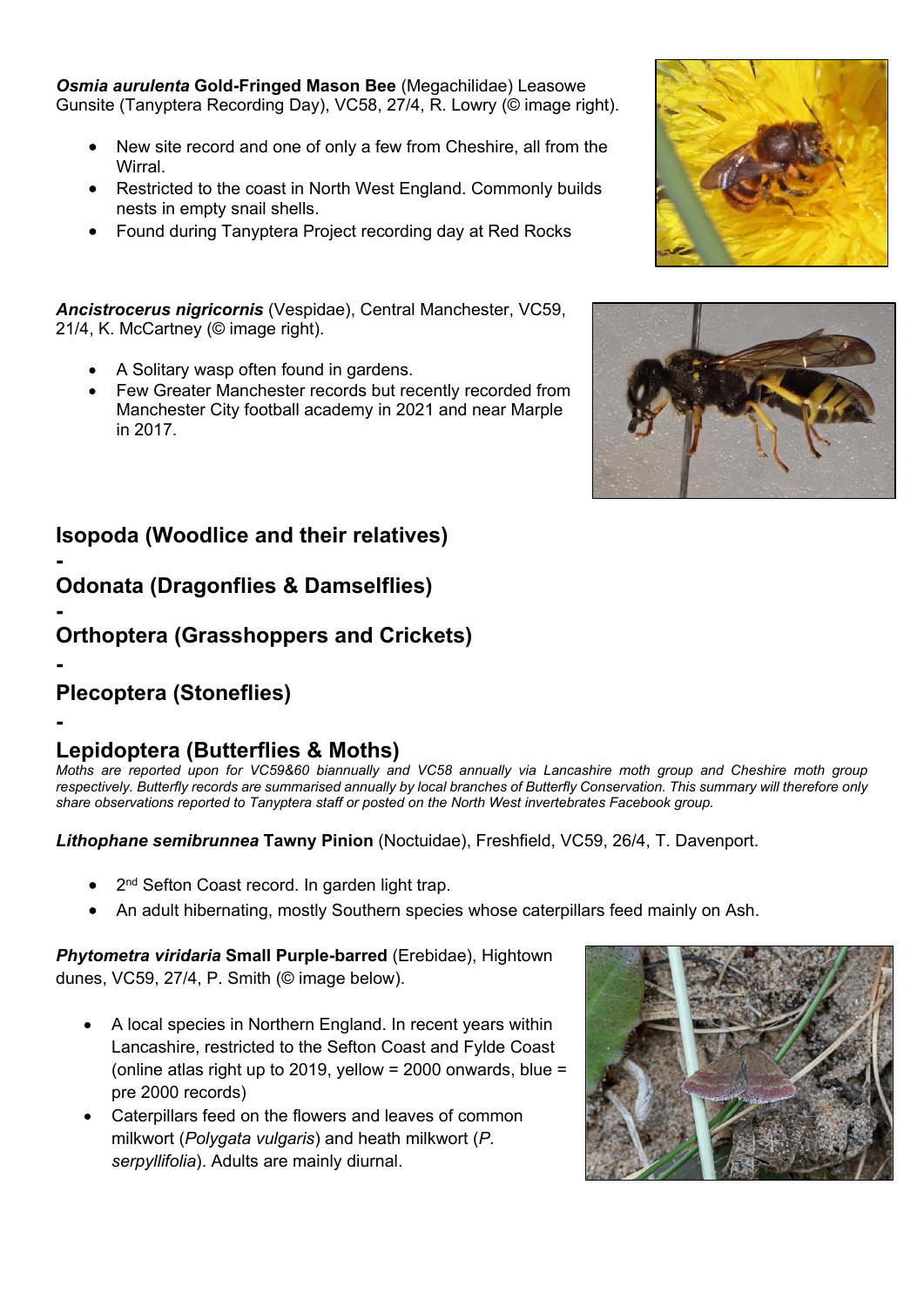***Osmia aurulenta*** **Gold-Fringed Mason Bee** (Megachilidae) Leasowe Gunsite (Tanyptera Recording Day), VC58, 27/4, R. Lowry (© image right).

- New site record and one of only a few from Cheshire, all from the Wirral.
- Restricted to the coast in North West England. Commonly builds nests in empty snail shells.
- Found during Tanyptera Project recording day at Red Rocks

***Ancistrocerus nigricornis*** (Vespidae), Central Manchester, VC59, 21/4, K. McCartney (© image right).

- A Solitary wasp often found in gardens.
- Few Greater Manchester records but recently recorded from Manchester City football academy in 2021 and near Marple in 2017.

## Isopoda (Woodlice and their relatives)

-

## Odonata (Dragonflies & Damselflies)

-

## Orthoptera (Grasshoppers and Crickets)

-

## Plecoptera (Stoneflies)

-

## Lepidoptera (Butterflies & Moths)

*Moths are reported upon for VC59&60 biannually and VC58 annually via Lancashire moth group and Cheshire moth group respectively. Butterfly records are summarised annually by local branches of Butterfly Conservation. This summary will therefore only share observations reported to Tanyptera staff or posted on the North West invertebrates Facebook group.*

***Lithophane semibrunnea*** **Tawny Pinion** (Noctuidae), Freshfield, VC59, 26/4, T. Davenport.

- 2nd Sefton Coast record. In garden light trap.
- An adult hibernating, mostly Southern species whose caterpillars feed mainly on Ash.

***Phytometra viridaria*** **Small Purple-barred** (Erebidae), Hightown dunes, VC59, 27/4, P. Smith (© image below).

- A local species in Northern England. In recent years within Lancashire, restricted to the Sefton Coast and Fylde Coast (online atlas right up to 2019, yellow = 2000 onwards, blue = pre 2000 records)
- Caterpillars feed on the flowers and leaves of common milkwort (*Polygata vulgaris*) and heath milkwort (*P. serpyllifolia*). Adults are mainly diurnal.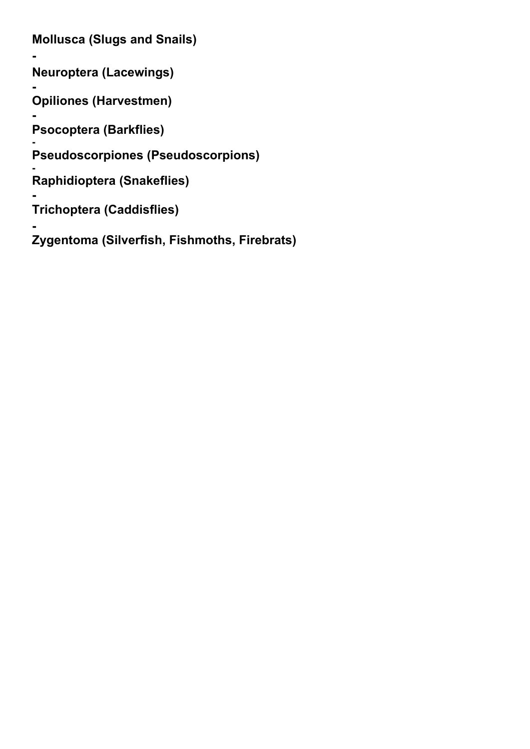**Mollusca (Slugs and Snails)**

-

**Neuroptera (Lacewings)**

-

**Opiliones (Harvestmen)**

-

**Psocoptera (Barkflies)**

-

**Pseudoscorpiones (Pseudoscorpions)**

-

**Raphidioptera (Snakeflies)**

-

**Trichoptera (Caddisflies)**

-

**Zygentoma (Silverfish, Fishmoths, Firebrats)**